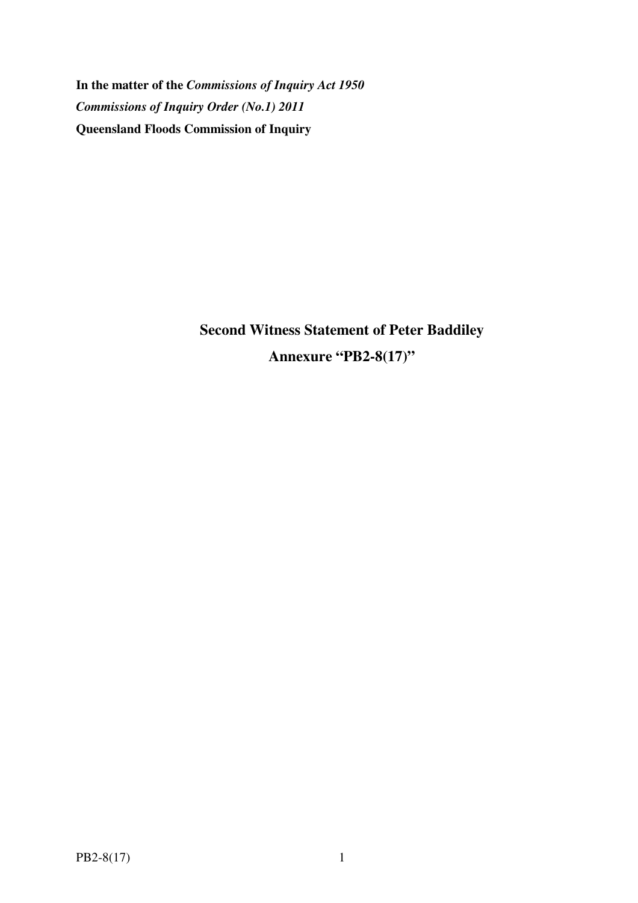**In the matter of the *Commissions of Inquiry Act 1950***

***Commissions of Inquiry Order (No.1) 2011***

**Queensland Floods Commission of Inquiry**

**Second Witness Statement of Peter Baddiley**

**Annexure "PB2-8(17)"**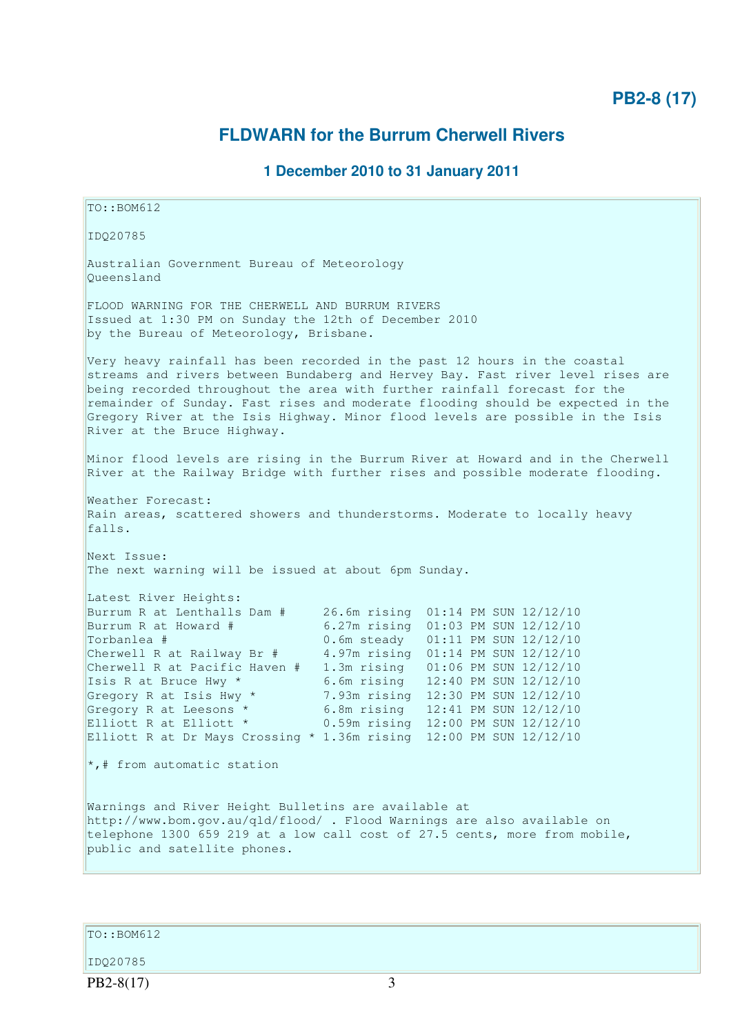**PB2-8 (17)**

## FLDWARN for the Burrum Cherwell Rivers

### 1 December 2010 to 31 January 2011

```
TO::BOM612

IDQ20785

Australian Government Bureau of Meteorology
Queensland

FLOOD WARNING FOR THE CHERWELL AND BURRUM RIVERS
Issued at 1:30 PM on Sunday the 12th of December 2010
by the Bureau of Meteorology, Brisbane.

Very heavy rainfall has been recorded in the past 12 hours in the coastal
streams and rivers between Bundaberg and Hervey Bay. Fast river level rises are
being recorded throughout the area with further rainfall forecast for the
remainder of Sunday. Fast rises and moderate flooding should be expected in the
Gregory River at the Isis Highway. Minor flood levels are possible in the Isis
River at the Bruce Highway.

Minor flood levels are rising in the Burrum River at Howard and in the Cherwell
River at the Railway Bridge with further rises and possible moderate flooding.

Weather Forecast:
Rain areas, scattered showers and thunderstorms. Moderate to locally heavy
falls.

Next Issue:
The next warning will be issued at about 6pm Sunday.

Latest River Heights:
Burrum R at Lenthalls Dam #     26.6m rising  01:14 PM SUN 12/12/10
Burrum R at Howard #            6.27m rising  01:03 PM SUN 12/12/10
Torbanlea #                     0.6m steady   01:11 PM SUN 12/12/10
Cherwell R at Railway Br #      4.97m rising  01:14 PM SUN 12/12/10
Cherwell R at Pacific Haven #   1.3m rising   01:06 PM SUN 12/12/10
Isis R at Bruce Hwy *           6.6m rising   12:40 PM SUN 12/12/10
Gregory R at Isis Hwy *         7.93m rising  12:30 PM SUN 12/12/10
Gregory R at Leesons *          6.8m rising   12:41 PM SUN 12/12/10
Elliott R at Elliott *          0.59m rising  12:00 PM SUN 12/12/10
Elliott R at Dr Mays Crossing * 1.36m rising  12:00 PM SUN 12/12/10

*,# from automatic station


Warnings and River Height Bulletins are available at
http://www.bom.gov.au/qld/flood/ . Flood Warnings are also available on
telephone 1300 659 219 at a low call cost of 27.5 cents, more from mobile,
public and satellite phones.
```

```
TO::BOM612

IDQ20785
```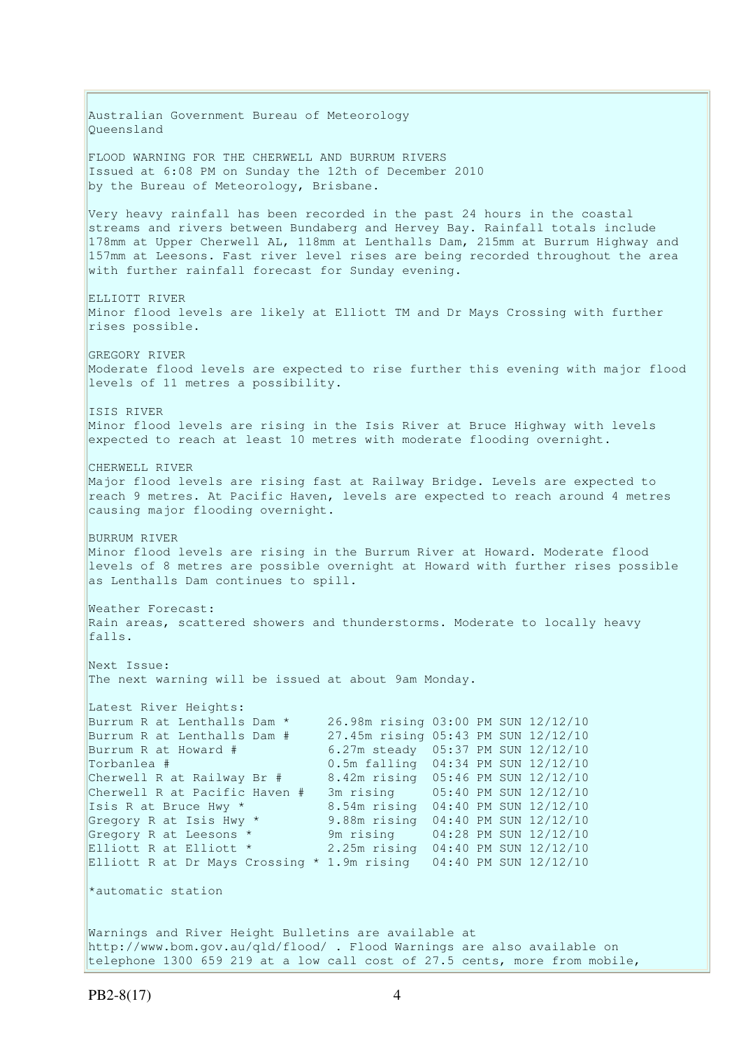Australian Government Bureau of Meteorology
Queensland

FLOOD WARNING FOR THE CHERWELL AND BURRUM RIVERS
Issued at 6:08 PM on Sunday the 12th of December 2010
by the Bureau of Meteorology, Brisbane.

Very heavy rainfall has been recorded in the past 24 hours in the coastal streams and rivers between Bundaberg and Hervey Bay. Rainfall totals include 178mm at Upper Cherwell AL, 118mm at Lenthalls Dam, 215mm at Burrum Highway and 157mm at Leesons. Fast river level rises are being recorded throughout the area with further rainfall forecast for Sunday evening.

ELLIOTT RIVER
Minor flood levels are likely at Elliott TM and Dr Mays Crossing with further rises possible.

GREGORY RIVER
Moderate flood levels are expected to rise further this evening with major flood levels of 11 metres a possibility.

ISIS RIVER
Minor flood levels are rising in the Isis River at Bruce Highway with levels expected to reach at least 10 metres with moderate flooding overnight.

CHERWELL RIVER
Major flood levels are rising fast at Railway Bridge. Levels are expected to reach 9 metres. At Pacific Haven, levels are expected to reach around 4 metres causing major flooding overnight.

BURRUM RIVER
Minor flood levels are rising in the Burrum River at Howard. Moderate flood levels of 8 metres are possible overnight at Howard with further rises possible as Lenthalls Dam continues to spill.

Weather Forecast:
Rain areas, scattered showers and thunderstorms. Moderate to locally heavy falls.

Next Issue:
The next warning will be issued at about 9am Monday.

Latest River Heights:

```
Burrum R at Lenthalls Dam *     26.98m rising 03:00 PM SUN 12/12/10
Burrum R at Lenthalls Dam #     27.45m rising 05:43 PM SUN 12/12/10
Burrum R at Howard #            6.27m steady  05:37 PM SUN 12/12/10
Torbanlea #                     0.5m falling  04:34 PM SUN 12/12/10
Cherwell R at Railway Br #      8.42m rising  05:46 PM SUN 12/12/10
Cherwell R at Pacific Haven #   3m rising     05:40 PM SUN 12/12/10
Isis R at Bruce Hwy *           8.54m rising  04:40 PM SUN 12/12/10
Gregory R at Isis Hwy *         9.88m rising  04:40 PM SUN 12/12/10
Gregory R at Leesons *          9m rising     04:28 PM SUN 12/12/10
Elliott R at Elliott *          2.25m rising  04:40 PM SUN 12/12/10
Elliott R at Dr Mays Crossing * 1.9m rising   04:40 PM SUN 12/12/10
```

*automatic station

Warnings and River Height Bulletins are available at http://www.bom.gov.au/qld/flood/ . Flood Warnings are also available on telephone 1300 659 219 at a low call cost of 27.5 cents, more from mobile,

PB2-8(17)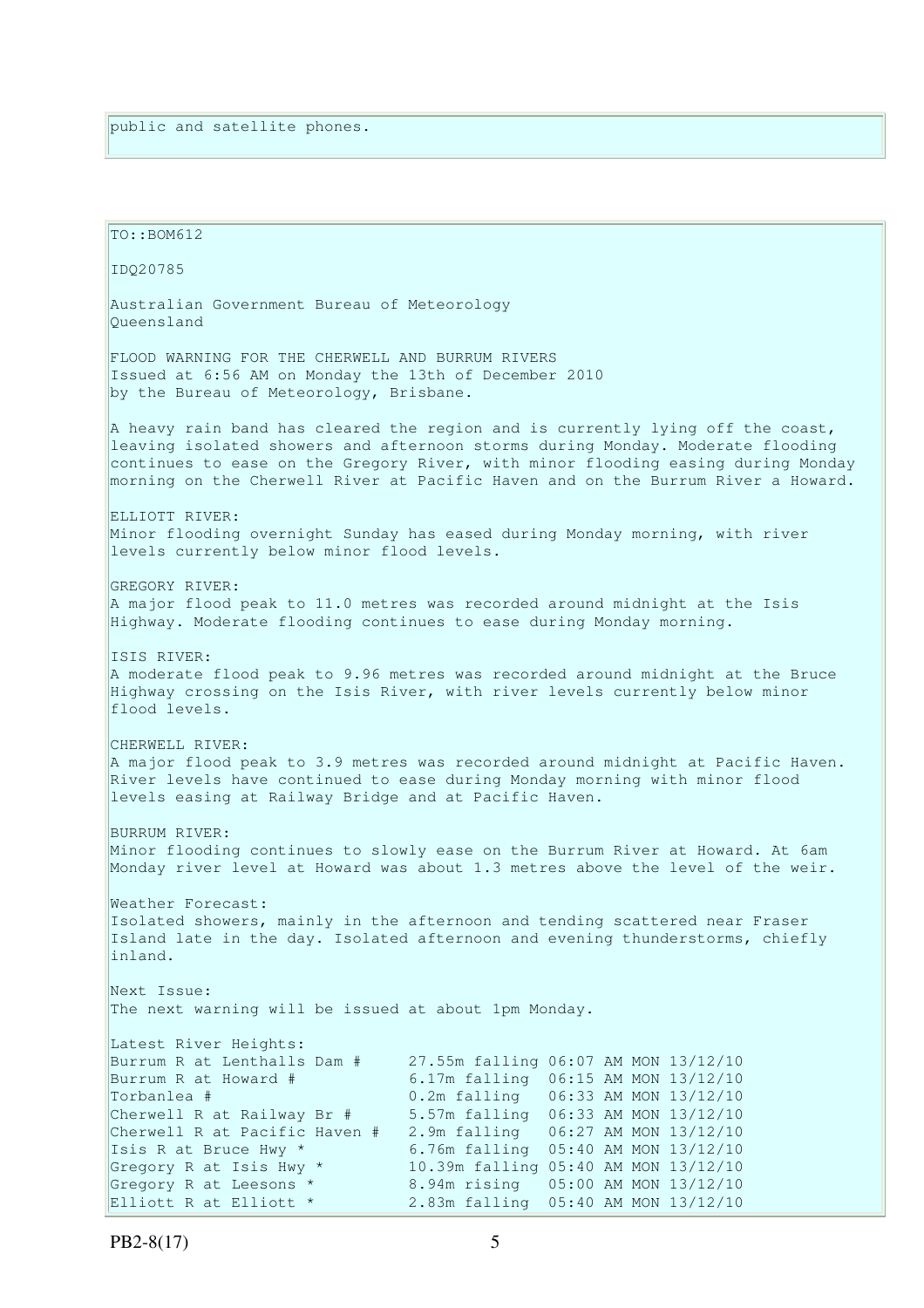public and satellite phones.

TO::BOM612

IDQ20785

Australian Government Bureau of Meteorology
Queensland

FLOOD WARNING FOR THE CHERWELL AND BURRUM RIVERS
Issued at 6:56 AM on Monday the 13th of December 2010
by the Bureau of Meteorology, Brisbane.

A heavy rain band has cleared the region and is currently lying off the coast, leaving isolated showers and afternoon storms during Monday. Moderate flooding continues to ease on the Gregory River, with minor flooding easing during Monday morning on the Cherwell River at Pacific Haven and on the Burrum River a Howard.

ELLIOTT RIVER:
Minor flooding overnight Sunday has eased during Monday morning, with river levels currently below minor flood levels.

GREGORY RIVER:
A major flood peak to 11.0 metres was recorded around midnight at the Isis Highway. Moderate flooding continues to ease during Monday morning.

ISIS RIVER:
A moderate flood peak to 9.96 metres was recorded around midnight at the Bruce Highway crossing on the Isis River, with river levels currently below minor flood levels.

CHERWELL RIVER:
A major flood peak to 3.9 metres was recorded around midnight at Pacific Haven. River levels have continued to ease during Monday morning with minor flood levels easing at Railway Bridge and at Pacific Haven.

BURRUM RIVER:
Minor flooding continues to slowly ease on the Burrum River at Howard. At 6am Monday river level at Howard was about 1.3 metres above the level of the weir.

Weather Forecast:
Isolated showers, mainly in the afternoon and tending scattered near Fraser Island late in the day. Isolated afternoon and evening thunderstorms, chiefly inland.

Next Issue:
The next warning will be issued at about 1pm Monday.

Latest River Heights:

```
Burrum R at Lenthalls Dam #     27.55m falling 06:07 AM MON 13/12/10
Burrum R at Howard #            6.17m falling  06:15 AM MON 13/12/10
Torbanlea #                     0.2m falling   06:33 AM MON 13/12/10
Cherwell R at Railway Br #      5.57m falling  06:33 AM MON 13/12/10
Cherwell R at Pacific Haven #   2.9m falling   06:27 AM MON 13/12/10
Isis R at Bruce Hwy *           6.76m falling  05:40 AM MON 13/12/10
Gregory R at Isis Hwy *         10.39m falling 05:40 AM MON 13/12/10
Gregory R at Leesons *          8.94m rising   05:00 AM MON 13/12/10
Elliott R at Elliott *          2.83m falling  05:40 AM MON 13/12/10
```

PB2-8(17)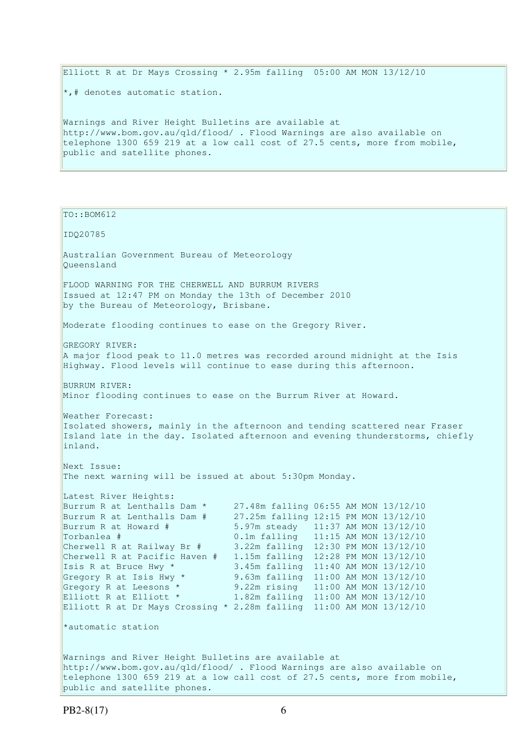```
Elliott R at Dr Mays Crossing * 2.95m falling  05:00 AM MON 13/12/10

*,# denotes automatic station.


Warnings and River Height Bulletins are available at
http://www.bom.gov.au/qld/flood/ . Flood Warnings are also available on
telephone 1300 659 219 at a low call cost of 27.5 cents, more from mobile,
public and satellite phones.
```

```
TO::BOM612

IDQ20785

Australian Government Bureau of Meteorology
Queensland

FLOOD WARNING FOR THE CHERWELL AND BURRUM RIVERS
Issued at 12:47 PM on Monday the 13th of December 2010
by the Bureau of Meteorology, Brisbane.

Moderate flooding continues to ease on the Gregory River.

GREGORY RIVER:
A major flood peak to 11.0 metres was recorded around midnight at the Isis
Highway. Flood levels will continue to ease during this afternoon.

BURRUM RIVER:
Minor flooding continues to ease on the Burrum River at Howard.

Weather Forecast:
Isolated showers, mainly in the afternoon and tending scattered near Fraser
Island late in the day. Isolated afternoon and evening thunderstorms, chiefly
inland.

Next Issue:
The next warning will be issued at about 5:30pm Monday.

Latest River Heights:
Burrum R at Lenthalls Dam *     27.48m falling 06:55 AM MON 13/12/10
Burrum R at Lenthalls Dam #     27.25m falling 12:15 PM MON 13/12/10
Burrum R at Howard #            5.97m steady   11:37 AM MON 13/12/10
Torbanlea #                     0.1m falling   11:15 AM MON 13/12/10
Cherwell R at Railway Br #      3.22m falling  12:30 PM MON 13/12/10
Cherwell R at Pacific Haven #   1.15m falling  12:28 PM MON 13/12/10
Isis R at Bruce Hwy *           3.45m falling  11:40 AM MON 13/12/10
Gregory R at Isis Hwy *         9.63m falling  11:00 AM MON 13/12/10
Gregory R at Leesons *          9.22m rising   11:00 AM MON 13/12/10
Elliott R at Elliott *          1.82m falling  11:00 AM MON 13/12/10
Elliott R at Dr Mays Crossing * 2.28m falling  11:00 AM MON 13/12/10

*automatic station


Warnings and River Height Bulletins are available at
http://www.bom.gov.au/qld/flood/ . Flood Warnings are also available on
telephone 1300 659 219 at a low call cost of 27.5 cents, more from mobile,
public and satellite phones.
```

PB2-8(17)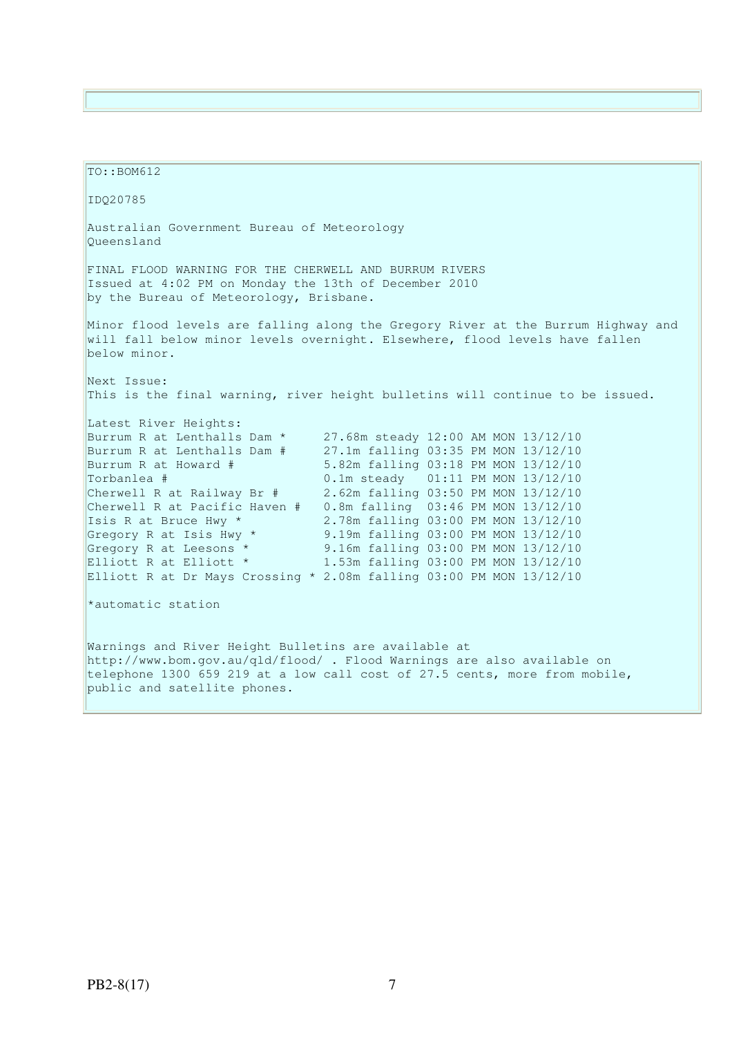TO::BOM612

IDQ20785

Australian Government Bureau of Meteorology
Queensland

FINAL FLOOD WARNING FOR THE CHERWELL AND BURRUM RIVERS
Issued at 4:02 PM on Monday the 13th of December 2010
by the Bureau of Meteorology, Brisbane.

Minor flood levels are falling along the Gregory River at the Burrum Highway and will fall below minor levels overnight. Elsewhere, flood levels have fallen below minor.

Next Issue:
This is the final warning, river height bulletins will continue to be issued.

Latest River Heights:

| | | | |
|---|---|---|---|
| Burrum R at Lenthalls Dam * | 27.68m | steady | 12:00 AM MON 13/12/10 |
| Burrum R at Lenthalls Dam # | 27.1m | falling | 03:35 PM MON 13/12/10 |
| Burrum R at Howard # | 5.82m | falling | 03:18 PM MON 13/12/10 |
| Torbanlea # | 0.1m | steady | 01:11 PM MON 13/12/10 |
| Cherwell R at Railway Br # | 2.62m | falling | 03:50 PM MON 13/12/10 |
| Cherwell R at Pacific Haven # | 0.8m | falling | 03:46 PM MON 13/12/10 |
| Isis R at Bruce Hwy * | 2.78m | falling | 03:00 PM MON 13/12/10 |
| Gregory R at Isis Hwy * | 9.19m | falling | 03:00 PM MON 13/12/10 |
| Gregory R at Leesons * | 9.16m | falling | 03:00 PM MON 13/12/10 |
| Elliott R at Elliott * | 1.53m | falling | 03:00 PM MON 13/12/10 |
| Elliott R at Dr Mays Crossing * | 2.08m | falling | 03:00 PM MON 13/12/10 |

*automatic station

Warnings and River Height Bulletins are available at http://www.bom.gov.au/qld/flood/ . Flood Warnings are also available on telephone 1300 659 219 at a low call cost of 27.5 cents, more from mobile, public and satellite phones.

PB2-8(17)